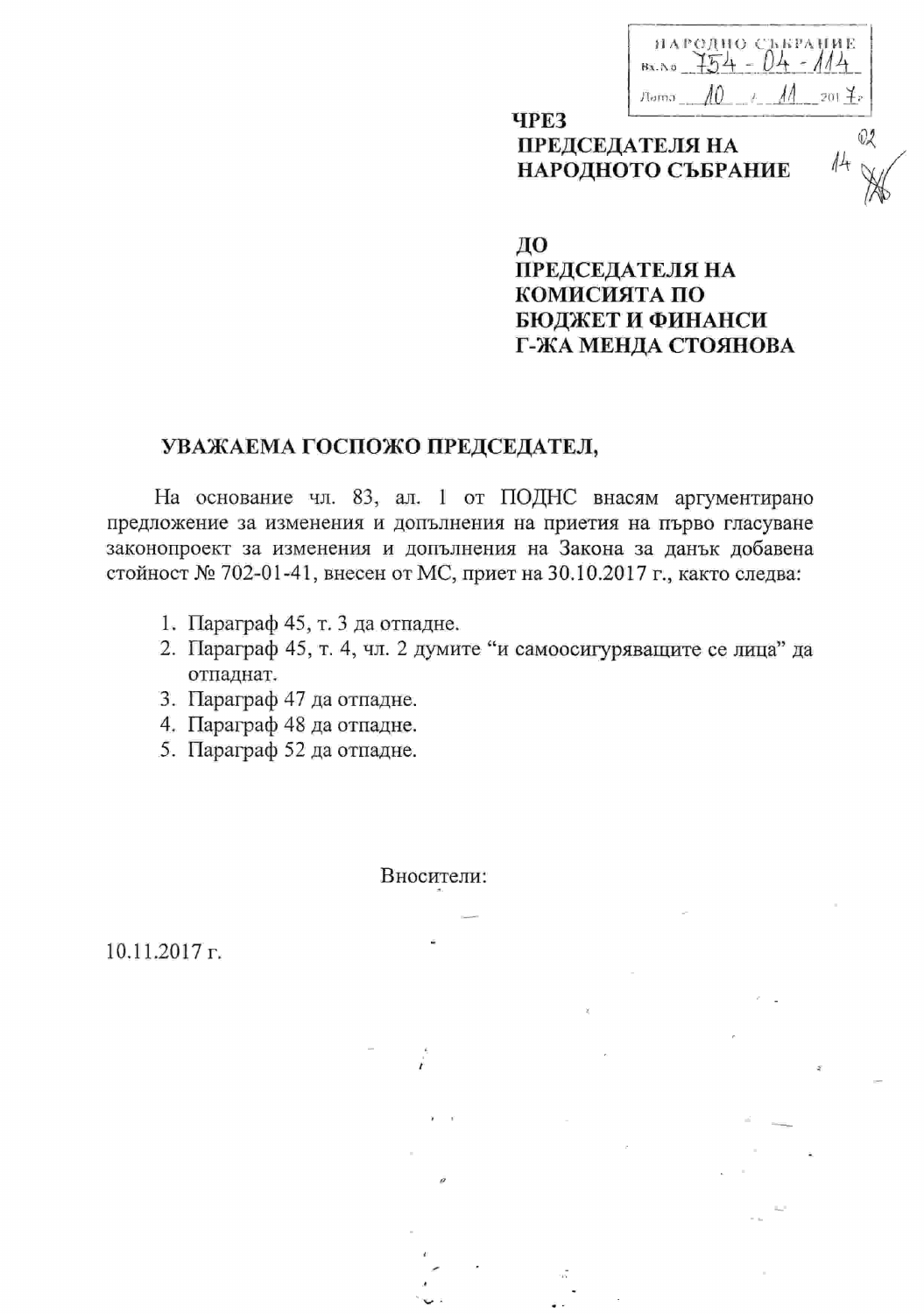НАРОДНО СЪБРАНИЕ
Вх. № 754-04-114
Дата 10.11.2017 г.

**ЧРЕЗ**
**ПРЕДСЕДАТЕЛЯ НА**
**НАРОДНОТО СЪБРАНИЕ**

**ДО**
**ПРЕДСЕДАТЕЛЯ НА**
**КОМИСИЯТА ПО**
**БЮДЖЕТ И ФИНАНСИ**
**Г-ЖА МЕНДА СТОЯНОВА**

**УВАЖАЕМА ГОСПОЖО ПРЕДСЕДАТЕЛ,**

На основание чл. 83, ал. 1 от ПОДНС внасям аргументирано предложение за изменения и допълнения на приетия на първо гласуване законопроект за изменения и допълнения на Закона за данък добавена стойност № 702-01-41, внесен от МС, приет на 30.10.2017 г., както следва:

1. Параграф 45, т. 3 да отпадне.
2. Параграф 45, т. 4, чл. 2 думите "и самоосигуряващите се лица" да отпаднат.
3. Параграф 47 да отпадне.
4. Параграф 48 да отпадне.
5. Параграф 52 да отпадне.

Вносители:

10.11.2017 г.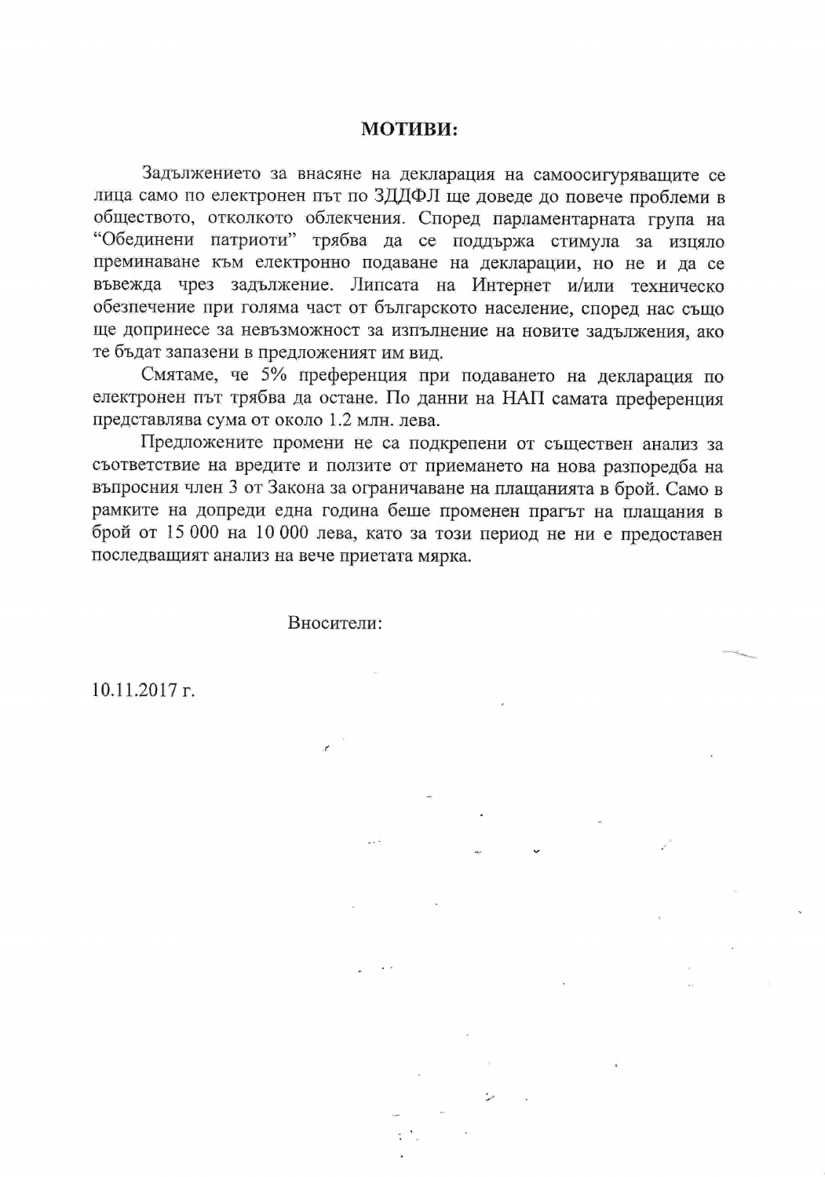# МОТИВИ:

Задължението за внасяне на декларация на самоосигуряващите се лица само по електронен път по ЗДДФЛ ще доведе до повече проблеми в обществото, отколкото облекчения. Според парламентарната група на "Обединени патриоти" трябва да се поддържа стимула за изцяло преминаване към електронно подаване на декларации, но не и да се въвежда чрез задължение. Липсата на Интернет и/или техническо обезпечение при голяма част от българското население, според нас също ще допринесе за невъзможност за изпълнение на новите задължения, ако те бъдат запазени в предложеният им вид.

Смятаме, че 5% преференция при подаването на декларация по електронен път трябва да остане. По данни на НАП самата преференция представлява сума от около 1.2 млн. лева.

Предложените промени не са подкрепени от съществен анализ за съответствие на вредите и ползите от приемането на нова разпоредба на въпросния член 3 от Закона за ограничаване на плащанията в брой. Само в рамките на допреди една година беше променен прагът на плащания в брой от 15 000 на 10 000 лева, като за този период не ни е предоставен последващият анализ на вече приетата мярка.

Вносители:

10.11.2017 г.